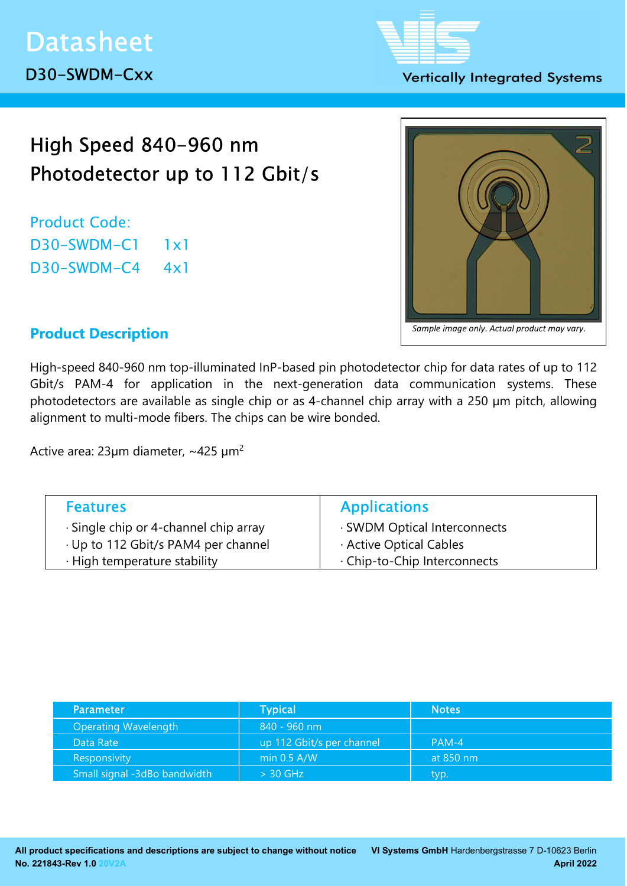# Datasheet

D30-SWDM-Cxx

Vertically Integrated Systems

## High Speed 840-960 nm Photodetector up to 112 Gbit/s

Product Code:
D30-SWDM-C1 1x1
D30-SWDM-C4 4x1

*Sample image only. Actual product may vary.*

### Product Description

High-speed 840-960 nm top-illuminated InP-based pin photodetector chip for data rates of up to 112 Gbit/s PAM-4 for application in the next-generation data communication systems. These photodetectors are available as single chip or as 4-channel chip array with a 250 µm pitch, allowing alignment to multi-mode fibers. The chips can be wire bonded.

Active area: 23µm diameter, ~425 µm$^2$

| Features | Applications |
|---|---|
| · Single chip or 4-channel chip array | · SWDM Optical Interconnects |
| · Up to 112 Gbit/s PAM4 per channel | · Active Optical Cables |
| · High temperature stability | · Chip-to-Chip Interconnects |

| Parameter | Typical | Notes |
|---|---|---|
| Operating Wavelength | 840 - 960 nm | |
| Data Rate | up 112 Gbit/s per channel | PAM-4 |
| Responsivity | min 0.5 A/W | at 850 nm |
| Small signal -3dBo bandwidth | > 30 GHz | typ. |

**All product specifications and descriptions are subject to change without notice**
**No. 221843-Rev 1.0** 20V2A

**VI Systems GmbH** Hardenbergstrasse 7 D-10623 Berlin
**April 2022**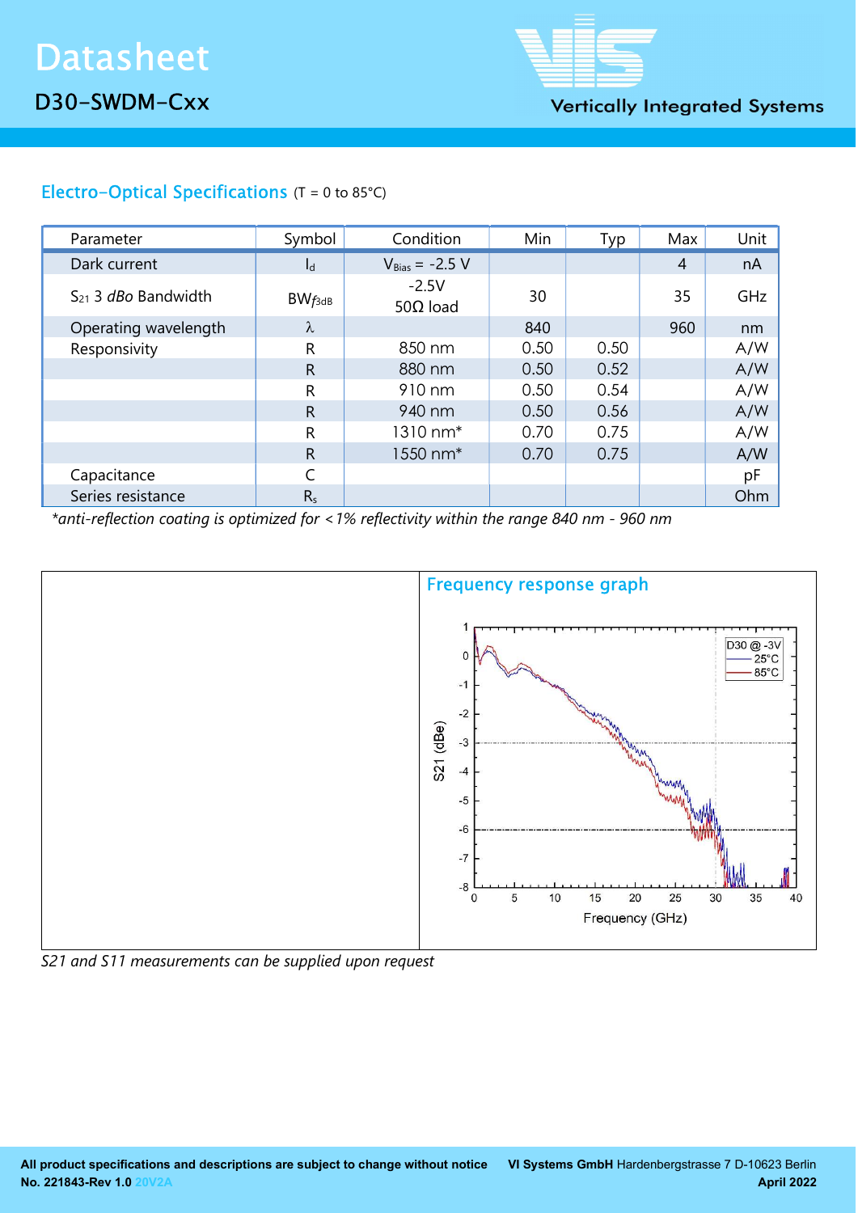# Datasheet

## D30-SWDM-Cxx

## Electro-Optical Specifications (T = 0 to 85°C)

| Parameter | Symbol | Condition | Min | Typ | Max | Unit |
|---|---|---|---|---|---|---|
| Dark current | $I_d$ | $V_{Bias}$ = -2.5 V | | | 4 | nA |
| $S_{21}$ 3 *dBo* Bandwidth | $BW_{f3dB}$ | -2.5V 50Ω load | 30 | | 35 | GHz |
| Operating wavelength | λ | | 840 | | 960 | nm |
| Responsivity | R | 850 nm | 0.50 | 0.50 | | A/W |
| | R | 880 nm | 0.50 | 0.52 | | A/W |
| | R | 910 nm | 0.50 | 0.54 | | A/W |
| | R | 940 nm | 0.50 | 0.56 | | A/W |
| | R | 1310 nm* | 0.70 | 0.75 | | A/W |
| | R | 1550 nm* | 0.70 | 0.75 | | A/W |
| Capacitance | C | | | | | pF |
| Series resistance | $R_s$ | | | | | Ohm |

*\*anti-reflection coating is optimized for <1% reflectivity within the range 840 nm - 960 nm*

### Frequency response graph

*S21 and S11 measurements can be supplied upon request*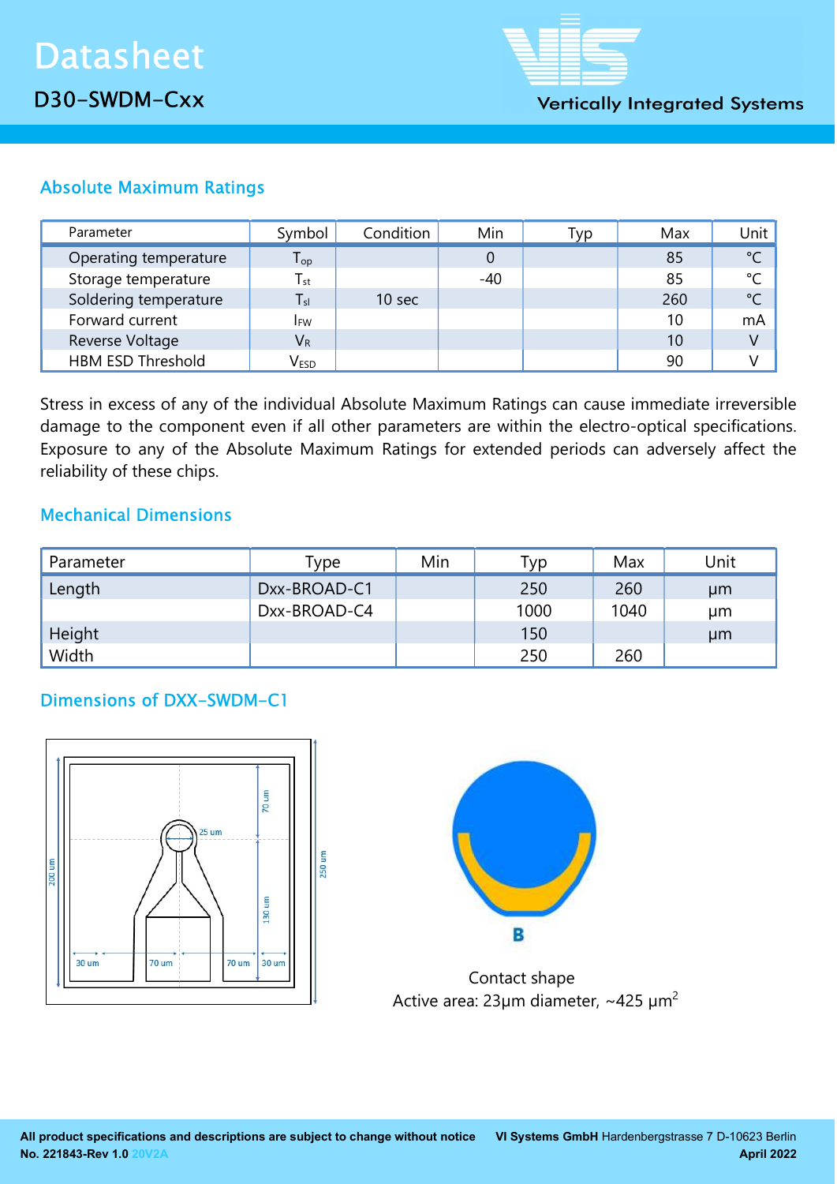## Absolute Maximum Ratings

| Parameter | Symbol | Condition | Min | Typ | Max | Unit |
|---|---|---|---|---|---|---|
| Operating temperature | $T_{op}$ | | 0 | | 85 | °C |
| Storage temperature | $T_{st}$ | | -40 | | 85 | °C |
| Soldering temperature | $T_{sl}$ | 10 sec | | | 260 | °C |
| Forward current | $I_{FW}$ | | | | 10 | mA |
| Reverse Voltage | $V_R$ | | | | 10 | V |
| HBM ESD Threshold | $V_{ESD}$ | | | | 90 | V |

Stress in excess of any of the individual Absolute Maximum Ratings can cause immediate irreversible damage to the component even if all other parameters are within the electro-optical specifications. Exposure to any of the Absolute Maximum Ratings for extended periods can adversely affect the reliability of these chips.

## Mechanical Dimensions

| Parameter | Type | Min | Typ | Max | Unit |
|---|---|---|---|---|---|
| Length | Dxx-BROAD-C1 | | 250 | 260 | µm |
| | Dxx-BROAD-C4 | | 1000 | 1040 | µm |
| Height | | | 150 | | µm |
| Width | | | 250 | 260 | |

## Dimensions of DXX-SWDM-C1

Contact shape
Active area: 23µm diameter, ~425 µm$^2$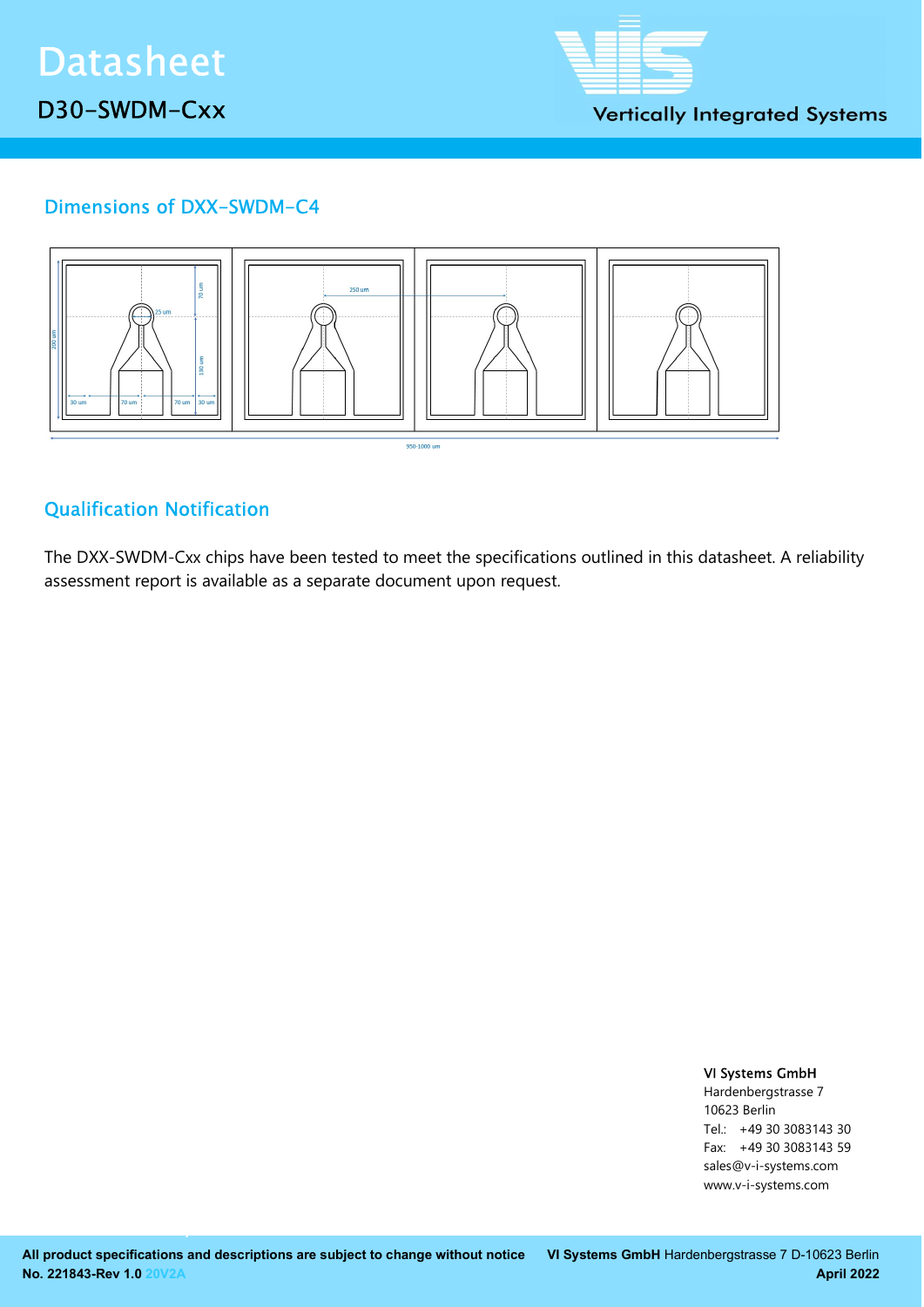## Dimensions of DXX-SWDM-C4

250 um

25 um

70 um

200 um

130 um

30 um

70 um

70 um

30 um

950-1000 um

## Qualification Notification

The DXX-SWDM-Cxx chips have been tested to meet the specifications outlined in this datasheet. A reliability assessment report is available as a separate document upon request.

**VI Systems GmbH**
Hardenbergstrasse 7
10623 Berlin
Tel.: +49 30 3083143 30
Fax: +49 30 3083143 59
sales@v-i-systems.com
www.v-i-systems.com

**All product specifications and descriptions are subject to change without notice**
**No. 221843-Rev 1.0** 20V2A